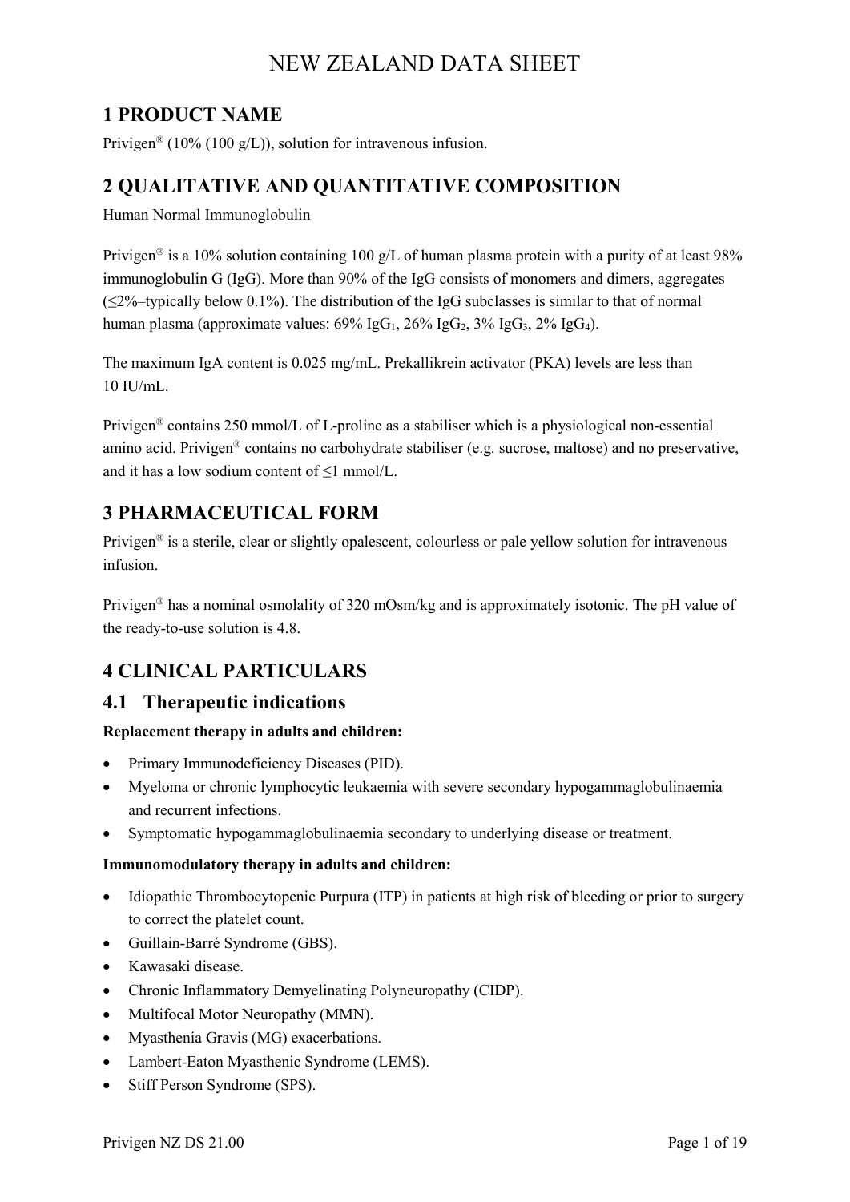# NEW ZEALAND DATA SHEET

## 1 PRODUCT NAME

Privigen® (10% (100 g/L)), solution for intravenous infusion.

## 2 QUALITATIVE AND QUANTITATIVE COMPOSITION

Human Normal Immunoglobulin

Privigen® is a 10% solution containing 100 g/L of human plasma protein with a purity of at least 98% immunoglobulin G (IgG). More than 90% of the IgG consists of monomers and dimers, aggregates (≤2%–typically below 0.1%). The distribution of the IgG subclasses is similar to that of normal human plasma (approximate values: 69% $IgG_1$, 26% $IgG_2$, 3% $IgG_3$, 2% $IgG_4$).

The maximum IgA content is 0.025 mg/mL. Prekallikrein activator (PKA) levels are less than 10 IU/mL.

Privigen® contains 250 mmol/L of L-proline as a stabiliser which is a physiological non-essential amino acid. Privigen® contains no carbohydrate stabiliser (e.g. sucrose, maltose) and no preservative, and it has a low sodium content of ≤1 mmol/L.

## 3 PHARMACEUTICAL FORM

Privigen® is a sterile, clear or slightly opalescent, colourless or pale yellow solution for intravenous infusion.

Privigen® has a nominal osmolality of 320 mOsm/kg and is approximately isotonic. The pH value of the ready-to-use solution is 4.8.

## 4 CLINICAL PARTICULARS

### 4.1 Therapeutic indications

**Replacement therapy in adults and children:**

- Primary Immunodeficiency Diseases (PID).
- Myeloma or chronic lymphocytic leukaemia with severe secondary hypogammaglobulinaemia and recurrent infections.
- Symptomatic hypogammaglobulinaemia secondary to underlying disease or treatment.

**Immunomodulatory therapy in adults and children:**

- Idiopathic Thrombocytopenic Purpura (ITP) in patients at high risk of bleeding or prior to surgery to correct the platelet count.
- Guillain-Barré Syndrome (GBS).
- Kawasaki disease.
- Chronic Inflammatory Demyelinating Polyneuropathy (CIDP).
- Multifocal Motor Neuropathy (MMN).
- Myasthenia Gravis (MG) exacerbations.
- Lambert-Eaton Myasthenic Syndrome (LEMS).
- Stiff Person Syndrome (SPS).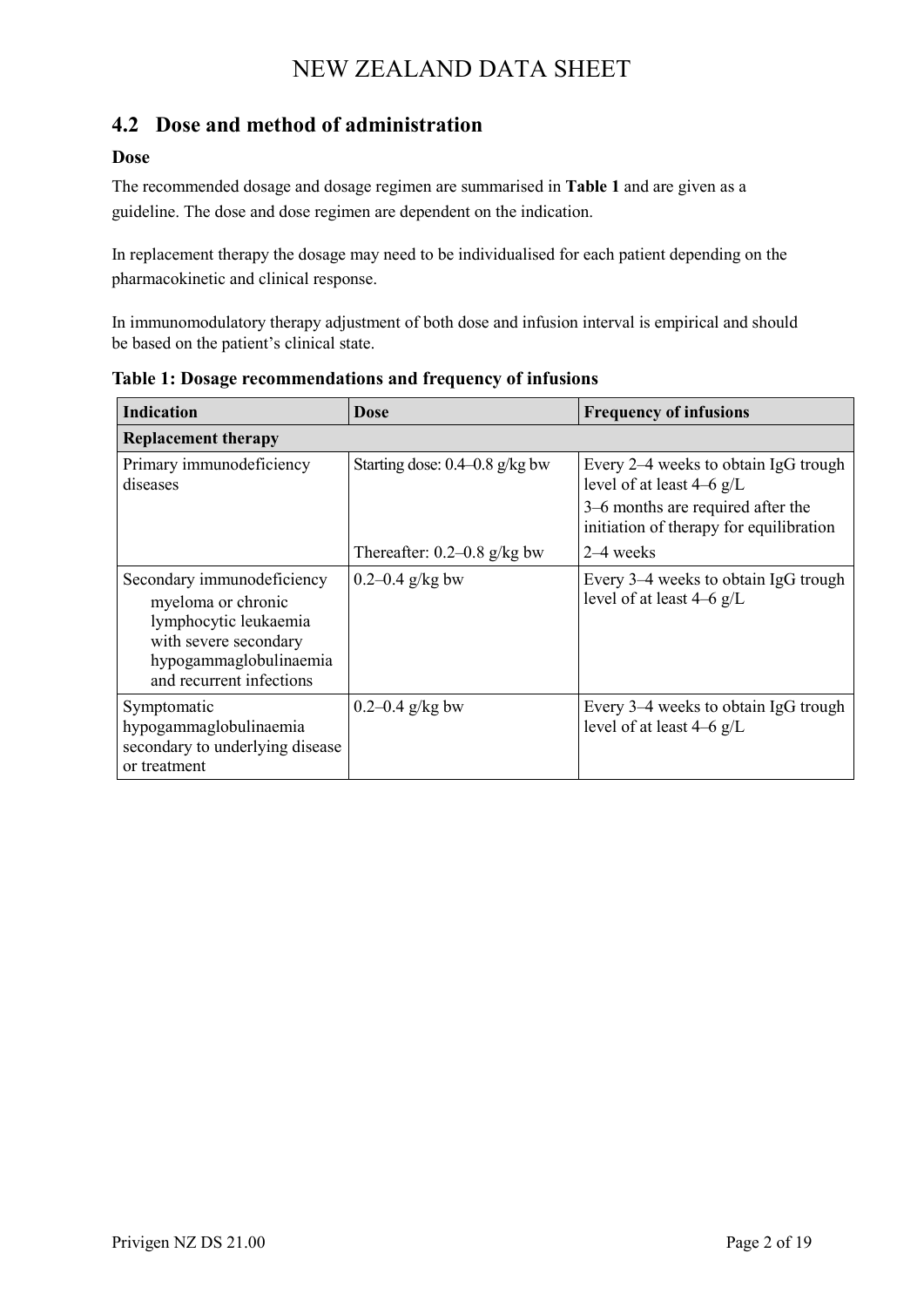## 4.2 Dose and method of administration

### Dose

The recommended dosage and dosage regimen are summarised in **Table 1** and are given as a guideline. The dose and dose regimen are dependent on the indication.

In replacement therapy the dosage may need to be individualised for each patient depending on the pharmacokinetic and clinical response.

In immunomodulatory therapy adjustment of both dose and infusion interval is empirical and should be based on the patient's clinical state.

**Table 1: Dosage recommendations and frequency of infusions**

| Indication | Dose | Frequency of infusions |
|---|---|---|
| **Replacement therapy** | | |
| Primary immunodeficiency diseases | Starting dose: 0.4–0.8 g/kg bw | Every 2–4 weeks to obtain IgG trough level of at least 4–6 g/L<br>3–6 months are required after the initiation of therapy for equilibration |
| | Thereafter: 0.2–0.8 g/kg bw | 2–4 weeks |
| Secondary immunodeficiency<br>myeloma or chronic lymphocytic leukaemia with severe secondary hypogammaglobulinaemia and recurrent infections | 0.2–0.4 g/kg bw | Every 3–4 weeks to obtain IgG trough level of at least 4–6 g/L |
| Symptomatic hypogammaglobulinaemia secondary to underlying disease or treatment | 0.2–0.4 g/kg bw | Every 3–4 weeks to obtain IgG trough level of at least 4–6 g/L |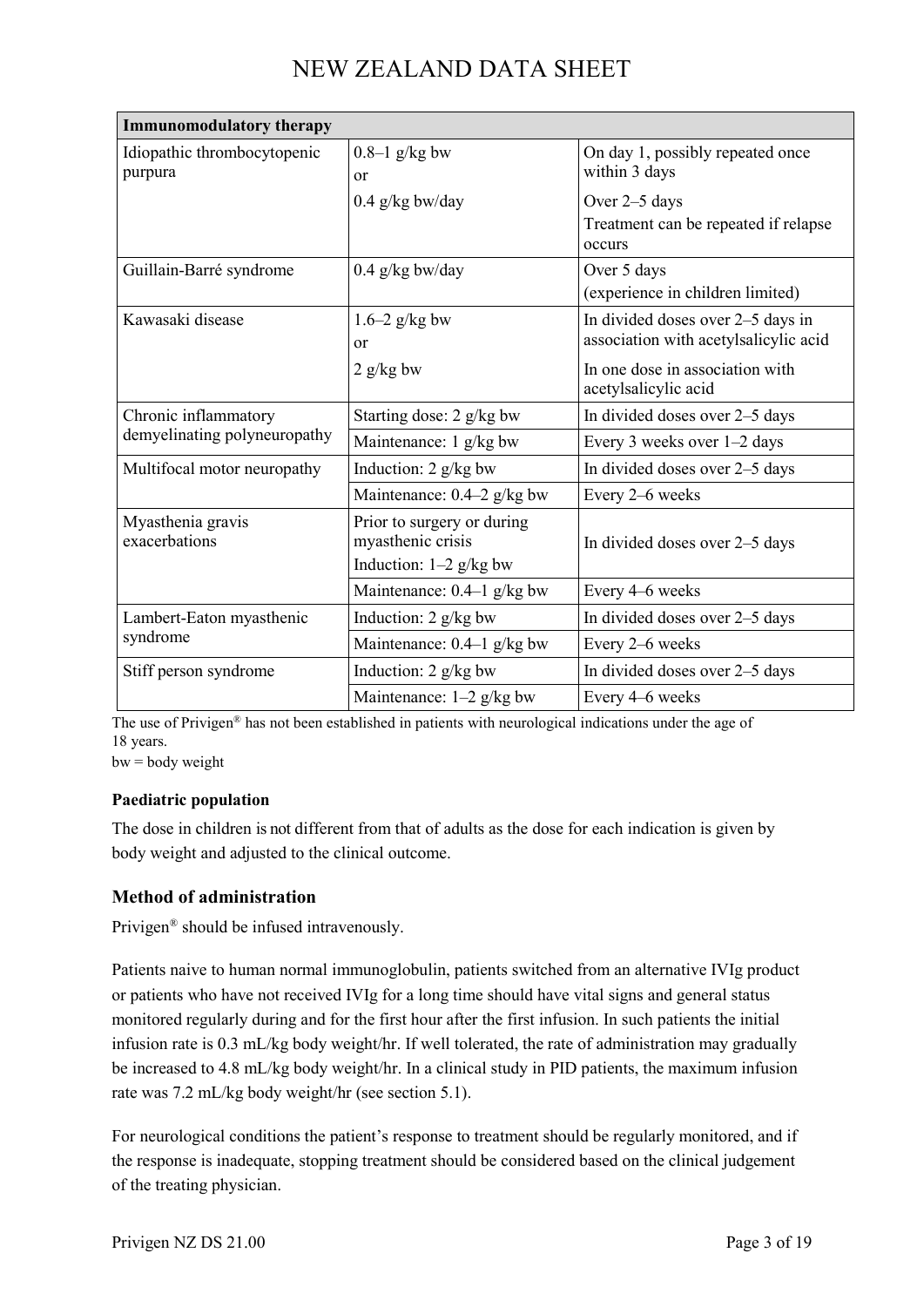| Immunomodulatory therapy | | |
|---|---|---|
| Idiopathic thrombocytopenic purpura | 0.8–1 g/kg bw<br>or<br>0.4 g/kg bw/day | On day 1, possibly repeated once within 3 days<br>Over 2–5 days<br>Treatment can be repeated if relapse occurs |
| Guillain-Barré syndrome | 0.4 g/kg bw/day | Over 5 days<br>(experience in children limited) |
| Kawasaki disease | 1.6–2 g/kg bw<br>or<br>2 g/kg bw | In divided doses over 2–5 days in association with acetylsalicylic acid<br>In one dose in association with acetylsalicylic acid |
| Chronic inflammatory demyelinating polyneuropathy | Starting dose: 2 g/kg bw | In divided doses over 2–5 days |
| | Maintenance: 1 g/kg bw | Every 3 weeks over 1–2 days |
| Multifocal motor neuropathy | Induction: 2 g/kg bw | In divided doses over 2–5 days |
| | Maintenance: 0.4–2 g/kg bw | Every 2–6 weeks |
| Myasthenia gravis exacerbations | Prior to surgery or during myasthenic crisis<br>Induction: 1–2 g/kg bw | In divided doses over 2–5 days |
| | Maintenance: 0.4–1 g/kg bw | Every 4–6 weeks |
| Lambert-Eaton myasthenic syndrome | Induction: 2 g/kg bw | In divided doses over 2–5 days |
| | Maintenance: 0.4–1 g/kg bw | Every 2–6 weeks |
| Stiff person syndrome | Induction: 2 g/kg bw | In divided doses over 2–5 days |
| | Maintenance: 1–2 g/kg bw | Every 4–6 weeks |

The use of Privigen® has not been established in patients with neurological indications under the age of 18 years.
bw = body weight

**Paediatric population**

The dose in children is not different from that of adults as the dose for each indication is given by body weight and adjusted to the clinical outcome.

### Method of administration

Privigen® should be infused intravenously.

Patients naive to human normal immunoglobulin, patients switched from an alternative IVIg product or patients who have not received IVIg for a long time should have vital signs and general status monitored regularly during and for the first hour after the first infusion. In such patients the initial infusion rate is 0.3 mL/kg body weight/hr. If well tolerated, the rate of administration may gradually be increased to 4.8 mL/kg body weight/hr. In a clinical study in PID patients, the maximum infusion rate was 7.2 mL/kg body weight/hr (see section 5.1).

For neurological conditions the patient's response to treatment should be regularly monitored, and if the response is inadequate, stopping treatment should be considered based on the clinical judgement of the treating physician.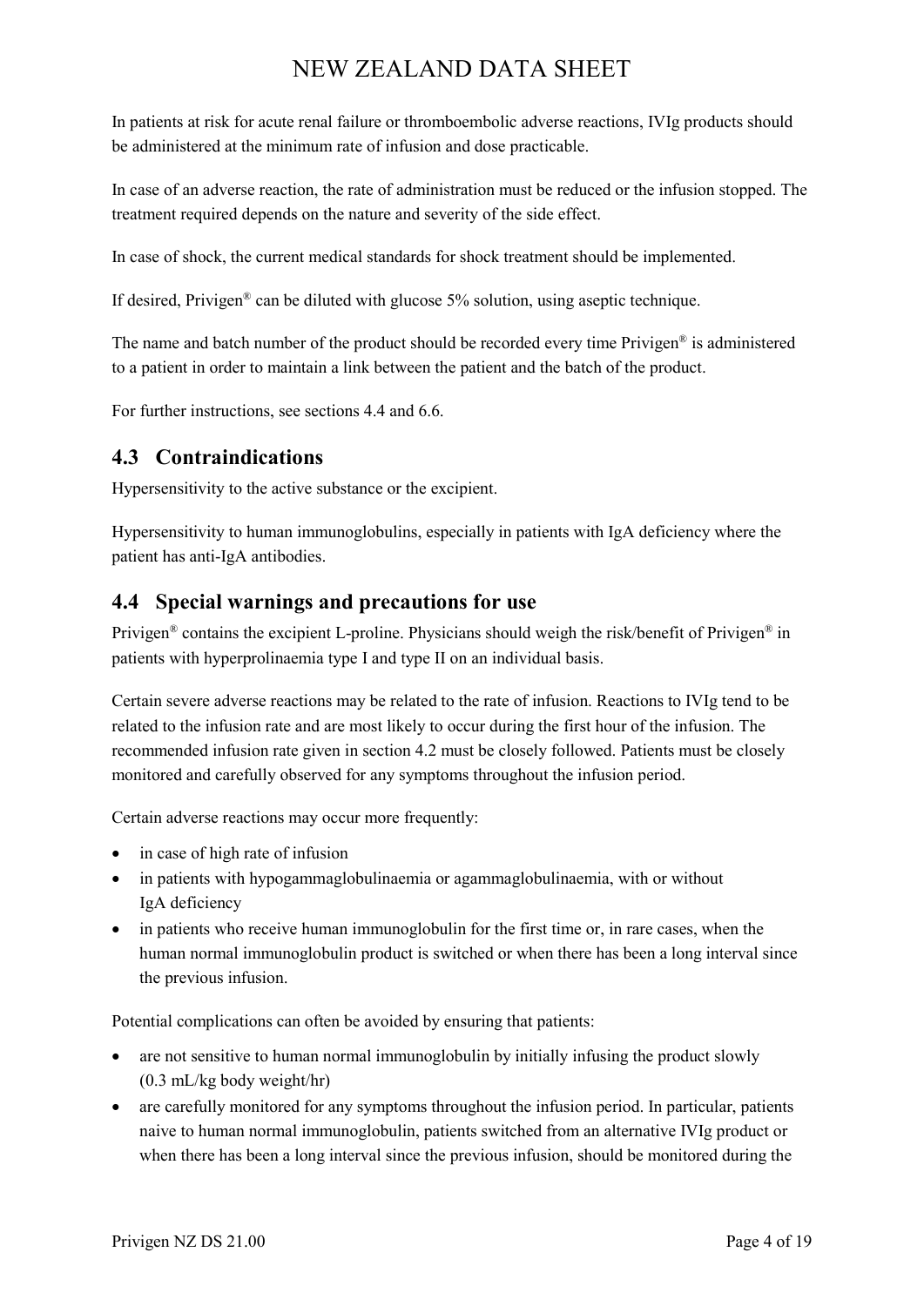In patients at risk for acute renal failure or thromboembolic adverse reactions, IVIg products should be administered at the minimum rate of infusion and dose practicable.

In case of an adverse reaction, the rate of administration must be reduced or the infusion stopped. The treatment required depends on the nature and severity of the side effect.

In case of shock, the current medical standards for shock treatment should be implemented.

If desired, Privigen® can be diluted with glucose 5% solution, using aseptic technique.

The name and batch number of the product should be recorded every time Privigen® is administered to a patient in order to maintain a link between the patient and the batch of the product.

For further instructions, see sections 4.4 and 6.6.

## 4.3 Contraindications

Hypersensitivity to the active substance or the excipient.

Hypersensitivity to human immunoglobulins, especially in patients with IgA deficiency where the patient has anti-IgA antibodies.

## 4.4 Special warnings and precautions for use

Privigen® contains the excipient L-proline. Physicians should weigh the risk/benefit of Privigen® in patients with hyperprolinaemia type I and type II on an individual basis.

Certain severe adverse reactions may be related to the rate of infusion. Reactions to IVIg tend to be related to the infusion rate and are most likely to occur during the first hour of the infusion. The recommended infusion rate given in section 4.2 must be closely followed. Patients must be closely monitored and carefully observed for any symptoms throughout the infusion period.

Certain adverse reactions may occur more frequently:

- in case of high rate of infusion
- in patients with hypogammaglobulinaemia or agammaglobulinaemia, with or without IgA deficiency
- in patients who receive human immunoglobulin for the first time or, in rare cases, when the human normal immunoglobulin product is switched or when there has been a long interval since the previous infusion.

Potential complications can often be avoided by ensuring that patients:

- are not sensitive to human normal immunoglobulin by initially infusing the product slowly (0.3 mL/kg body weight/hr)
- are carefully monitored for any symptoms throughout the infusion period. In particular, patients naive to human normal immunoglobulin, patients switched from an alternative IVIg product or when there has been a long interval since the previous infusion, should be monitored during the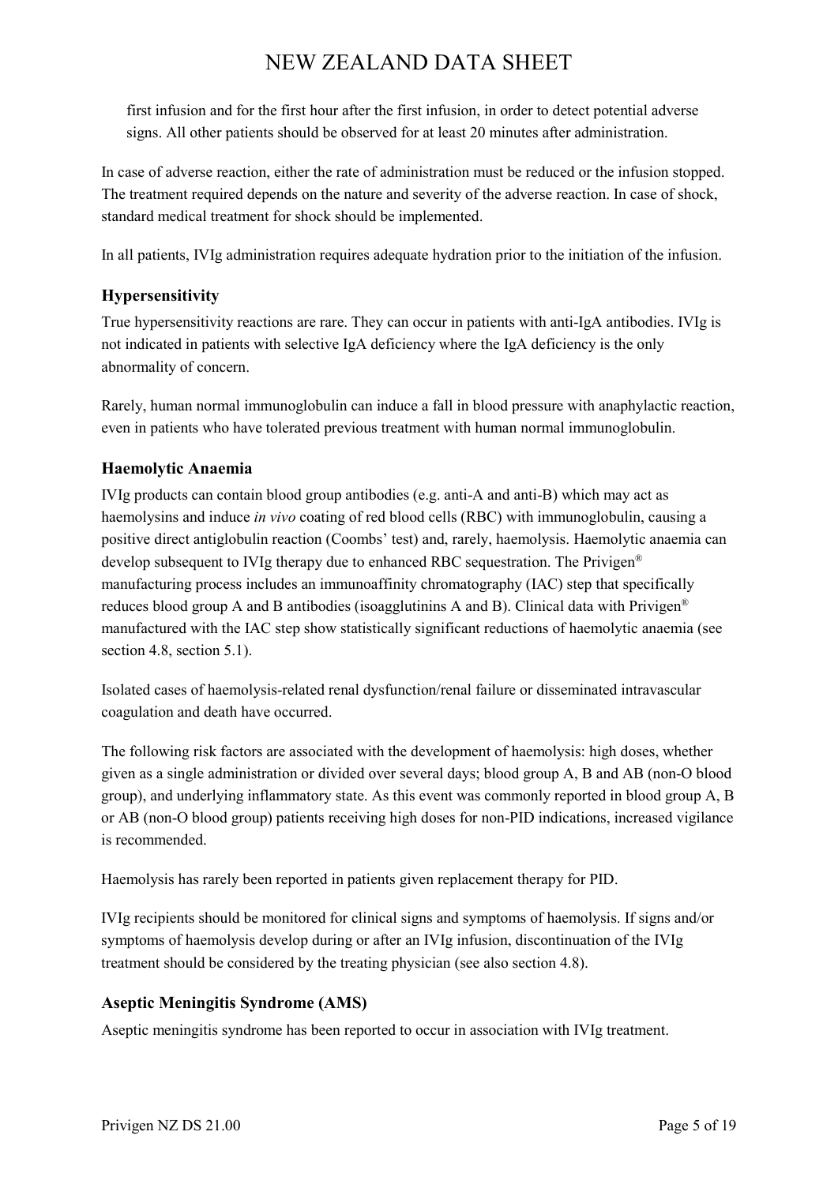first infusion and for the first hour after the first infusion, in order to detect potential adverse signs. All other patients should be observed for at least 20 minutes after administration.

In case of adverse reaction, either the rate of administration must be reduced or the infusion stopped. The treatment required depends on the nature and severity of the adverse reaction. In case of shock, standard medical treatment for shock should be implemented.

In all patients, IVIg administration requires adequate hydration prior to the initiation of the infusion.

### Hypersensitivity

True hypersensitivity reactions are rare. They can occur in patients with anti-IgA antibodies. IVIg is not indicated in patients with selective IgA deficiency where the IgA deficiency is the only abnormality of concern.

Rarely, human normal immunoglobulin can induce a fall in blood pressure with anaphylactic reaction, even in patients who have tolerated previous treatment with human normal immunoglobulin.

### Haemolytic Anaemia

IVIg products can contain blood group antibodies (e.g. anti-A and anti-B) which may act as haemolysins and induce *in vivo* coating of red blood cells (RBC) with immunoglobulin, causing a positive direct antiglobulin reaction (Coombs' test) and, rarely, haemolysis. Haemolytic anaemia can develop subsequent to IVIg therapy due to enhanced RBC sequestration. The Privigen® manufacturing process includes an immunoaffinity chromatography (IAC) step that specifically reduces blood group A and B antibodies (isoagglutinins A and B). Clinical data with Privigen® manufactured with the IAC step show statistically significant reductions of haemolytic anaemia (see section 4.8, section 5.1).

Isolated cases of haemolysis-related renal dysfunction/renal failure or disseminated intravascular coagulation and death have occurred.

The following risk factors are associated with the development of haemolysis: high doses, whether given as a single administration or divided over several days; blood group A, B and AB (non-O blood group), and underlying inflammatory state. As this event was commonly reported in blood group A, B or AB (non-O blood group) patients receiving high doses for non-PID indications, increased vigilance is recommended.

Haemolysis has rarely been reported in patients given replacement therapy for PID.

IVIg recipients should be monitored for clinical signs and symptoms of haemolysis. If signs and/or symptoms of haemolysis develop during or after an IVIg infusion, discontinuation of the IVIg treatment should be considered by the treating physician (see also section 4.8).

### Aseptic Meningitis Syndrome (AMS)

Aseptic meningitis syndrome has been reported to occur in association with IVIg treatment.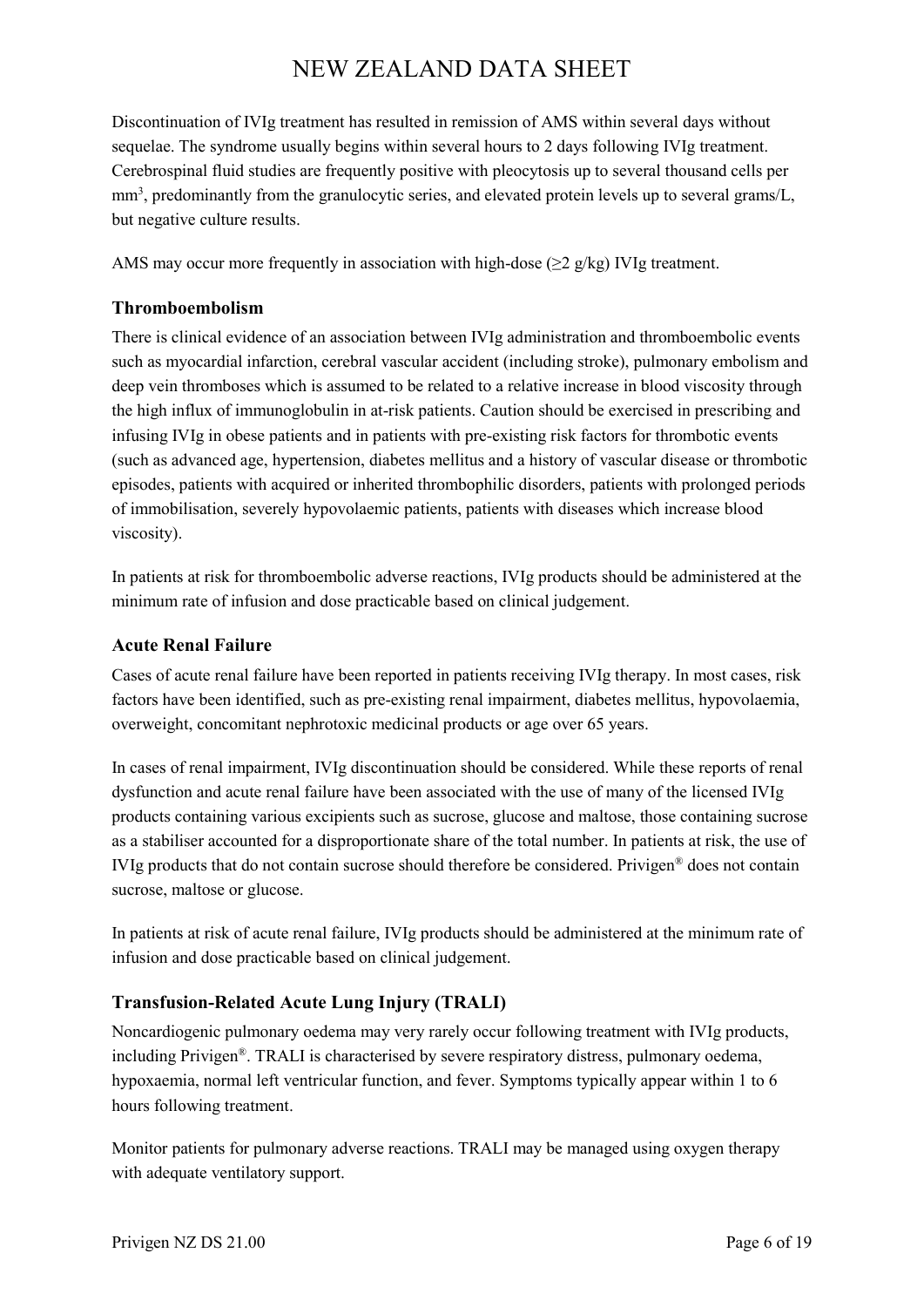Discontinuation of IVIg treatment has resulted in remission of AMS within several days without sequelae. The syndrome usually begins within several hours to 2 days following IVIg treatment. Cerebrospinal fluid studies are frequently positive with pleocytosis up to several thousand cells per $mm^3$, predominantly from the granulocytic series, and elevated protein levels up to several grams/L, but negative culture results.

AMS may occur more frequently in association with high-dose ($\geq$2 g/kg) IVIg treatment.

### Thromboembolism

There is clinical evidence of an association between IVIg administration and thromboembolic events such as myocardial infarction, cerebral vascular accident (including stroke), pulmonary embolism and deep vein thromboses which is assumed to be related to a relative increase in blood viscosity through the high influx of immunoglobulin in at-risk patients. Caution should be exercised in prescribing and infusing IVIg in obese patients and in patients with pre-existing risk factors for thrombotic events (such as advanced age, hypertension, diabetes mellitus and a history of vascular disease or thrombotic episodes, patients with acquired or inherited thrombophilic disorders, patients with prolonged periods of immobilisation, severely hypovolaemic patients, patients with diseases which increase blood viscosity).

In patients at risk for thromboembolic adverse reactions, IVIg products should be administered at the minimum rate of infusion and dose practicable based on clinical judgement.

### Acute Renal Failure

Cases of acute renal failure have been reported in patients receiving IVIg therapy. In most cases, risk factors have been identified, such as pre-existing renal impairment, diabetes mellitus, hypovolaemia, overweight, concomitant nephrotoxic medicinal products or age over 65 years.

In cases of renal impairment, IVIg discontinuation should be considered. While these reports of renal dysfunction and acute renal failure have been associated with the use of many of the licensed IVIg products containing various excipients such as sucrose, glucose and maltose, those containing sucrose as a stabiliser accounted for a disproportionate share of the total number. In patients at risk, the use of IVIg products that do not contain sucrose should therefore be considered. Privigen® does not contain sucrose, maltose or glucose.

In patients at risk of acute renal failure, IVIg products should be administered at the minimum rate of infusion and dose practicable based on clinical judgement.

### Transfusion-Related Acute Lung Injury (TRALI)

Noncardiogenic pulmonary oedema may very rarely occur following treatment with IVIg products, including Privigen®. TRALI is characterised by severe respiratory distress, pulmonary oedema, hypoxaemia, normal left ventricular function, and fever. Symptoms typically appear within 1 to 6 hours following treatment.

Monitor patients for pulmonary adverse reactions. TRALI may be managed using oxygen therapy with adequate ventilatory support.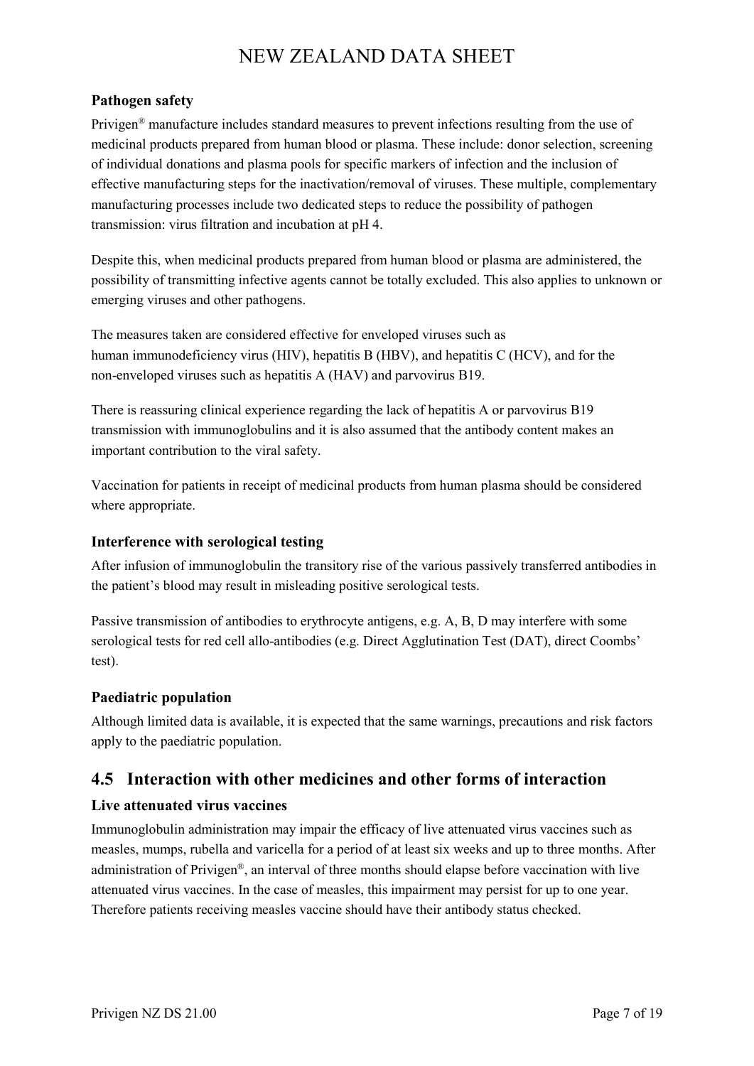### Pathogen safety

Privigen® manufacture includes standard measures to prevent infections resulting from the use of medicinal products prepared from human blood or plasma. These include: donor selection, screening of individual donations and plasma pools for specific markers of infection and the inclusion of effective manufacturing steps for the inactivation/removal of viruses. These multiple, complementary manufacturing processes include two dedicated steps to reduce the possibility of pathogen transmission: virus filtration and incubation at pH 4.

Despite this, when medicinal products prepared from human blood or plasma are administered, the possibility of transmitting infective agents cannot be totally excluded. This also applies to unknown or emerging viruses and other pathogens.

The measures taken are considered effective for enveloped viruses such as human immunodeficiency virus (HIV), hepatitis B (HBV), and hepatitis C (HCV), and for the non-enveloped viruses such as hepatitis A (HAV) and parvovirus B19.

There is reassuring clinical experience regarding the lack of hepatitis A or parvovirus B19 transmission with immunoglobulins and it is also assumed that the antibody content makes an important contribution to the viral safety.

Vaccination for patients in receipt of medicinal products from human plasma should be considered where appropriate.

### Interference with serological testing

After infusion of immunoglobulin the transitory rise of the various passively transferred antibodies in the patient's blood may result in misleading positive serological tests.

Passive transmission of antibodies to erythrocyte antigens, e.g. A, B, D may interfere with some serological tests for red cell allo-antibodies (e.g. Direct Agglutination Test (DAT), direct Coombs' test).

### Paediatric population

Although limited data is available, it is expected that the same warnings, precautions and risk factors apply to the paediatric population.

## 4.5 Interaction with other medicines and other forms of interaction

### Live attenuated virus vaccines

Immunoglobulin administration may impair the efficacy of live attenuated virus vaccines such as measles, mumps, rubella and varicella for a period of at least six weeks and up to three months. After administration of Privigen®, an interval of three months should elapse before vaccination with live attenuated virus vaccines. In the case of measles, this impairment may persist for up to one year. Therefore patients receiving measles vaccine should have their antibody status checked.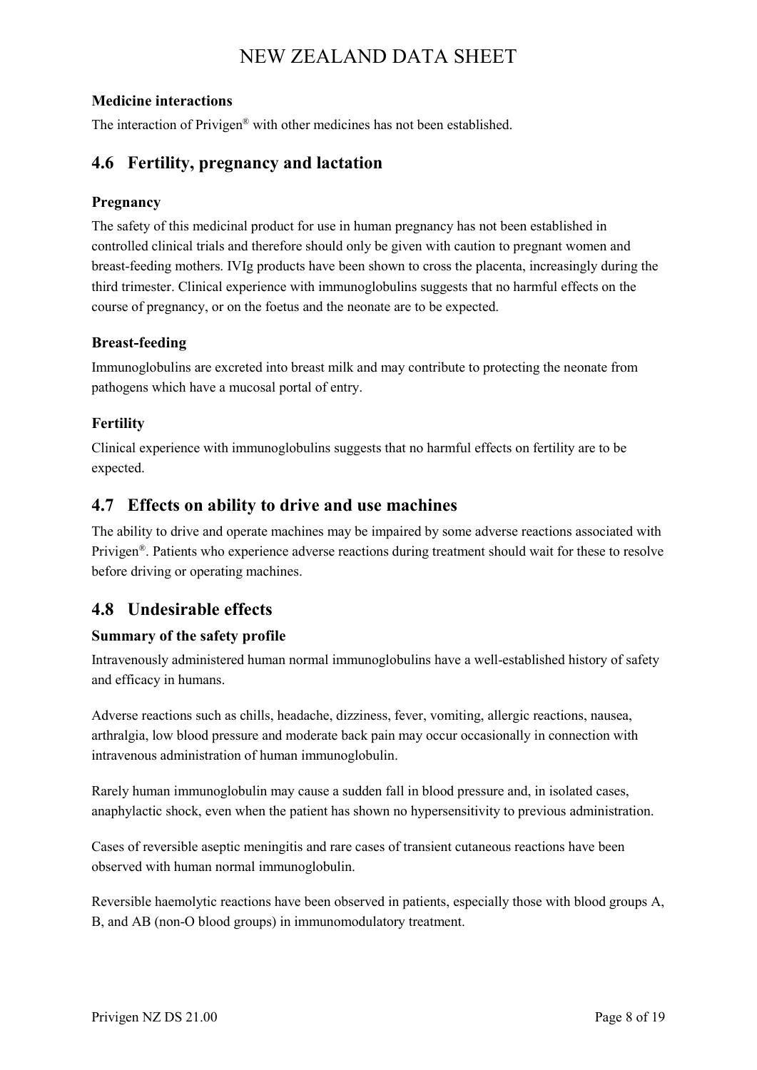### Medicine interactions

The interaction of Privigen® with other medicines has not been established.

## 4.6 Fertility, pregnancy and lactation

### Pregnancy

The safety of this medicinal product for use in human pregnancy has not been established in controlled clinical trials and therefore should only be given with caution to pregnant women and breast-feeding mothers. IVIg products have been shown to cross the placenta, increasingly during the third trimester. Clinical experience with immunoglobulins suggests that no harmful effects on the course of pregnancy, or on the foetus and the neonate are to be expected.

### Breast-feeding

Immunoglobulins are excreted into breast milk and may contribute to protecting the neonate from pathogens which have a mucosal portal of entry.

### Fertility

Clinical experience with immunoglobulins suggests that no harmful effects on fertility are to be expected.

## 4.7 Effects on ability to drive and use machines

The ability to drive and operate machines may be impaired by some adverse reactions associated with Privigen®. Patients who experience adverse reactions during treatment should wait for these to resolve before driving or operating machines.

## 4.8 Undesirable effects

### Summary of the safety profile

Intravenously administered human normal immunoglobulins have a well-established history of safety and efficacy in humans.

Adverse reactions such as chills, headache, dizziness, fever, vomiting, allergic reactions, nausea, arthralgia, low blood pressure and moderate back pain may occur occasionally in connection with intravenous administration of human immunoglobulin.

Rarely human immunoglobulin may cause a sudden fall in blood pressure and, in isolated cases, anaphylactic shock, even when the patient has shown no hypersensitivity to previous administration.

Cases of reversible aseptic meningitis and rare cases of transient cutaneous reactions have been observed with human normal immunoglobulin.

Reversible haemolytic reactions have been observed in patients, especially those with blood groups A, B, and AB (non-O blood groups) in immunomodulatory treatment.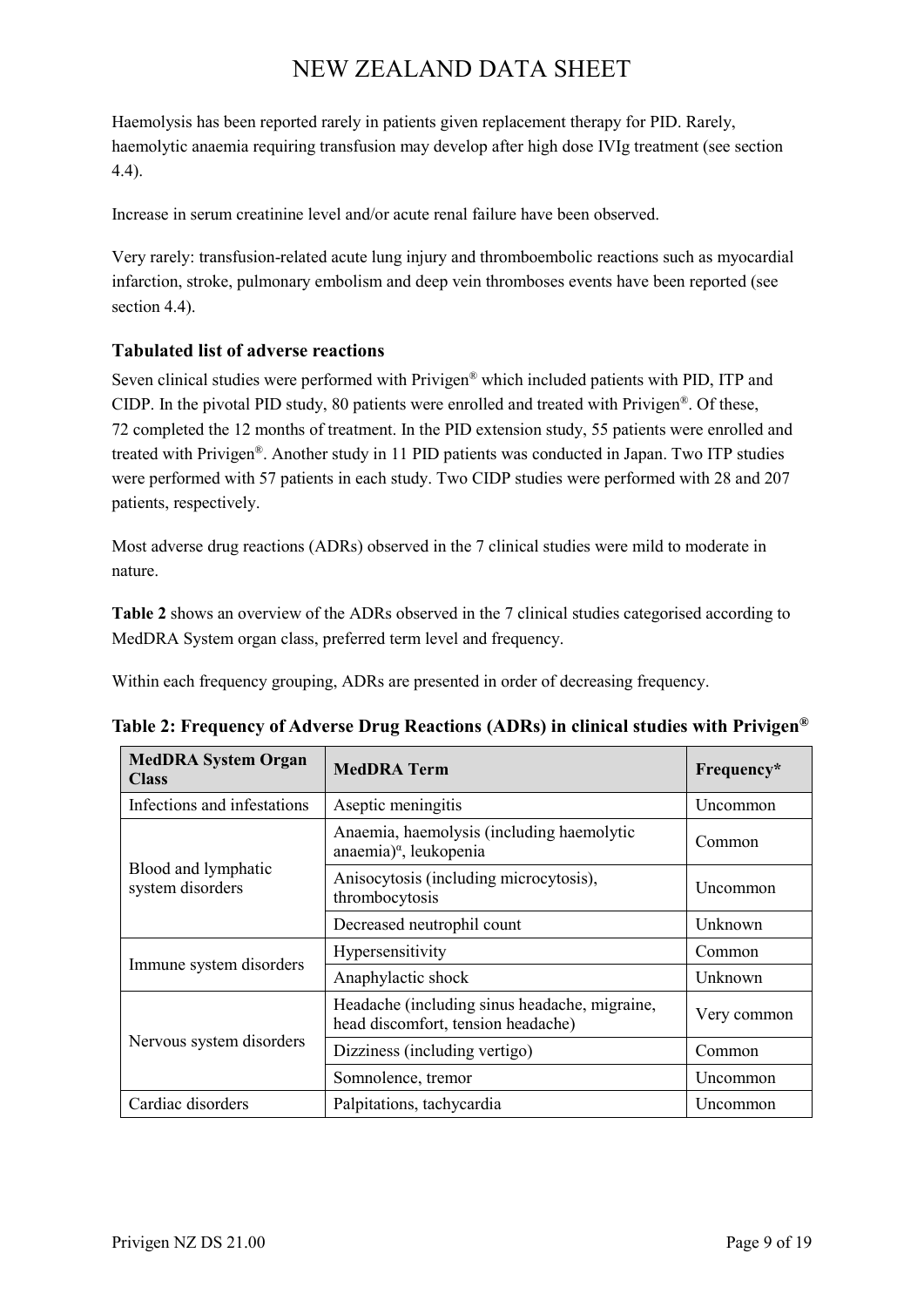Haemolysis has been reported rarely in patients given replacement therapy for PID. Rarely, haemolytic anaemia requiring transfusion may develop after high dose IVIg treatment (see section 4.4).

Increase in serum creatinine level and/or acute renal failure have been observed.

Very rarely: transfusion-related acute lung injury and thromboembolic reactions such as myocardial infarction, stroke, pulmonary embolism and deep vein thromboses events have been reported (see section 4.4).

### Tabulated list of adverse reactions

Seven clinical studies were performed with Privigen® which included patients with PID, ITP and CIDP. In the pivotal PID study, 80 patients were enrolled and treated with Privigen®. Of these, 72 completed the 12 months of treatment. In the PID extension study, 55 patients were enrolled and treated with Privigen®. Another study in 11 PID patients was conducted in Japan. Two ITP studies were performed with 57 patients in each study. Two CIDP studies were performed with 28 and 207 patients, respectively.

Most adverse drug reactions (ADRs) observed in the 7 clinical studies were mild to moderate in nature.

**Table 2** shows an overview of the ADRs observed in the 7 clinical studies categorised according to MedDRA System organ class, preferred term level and frequency.

Within each frequency grouping, ADRs are presented in order of decreasing frequency.

**Table 2: Frequency of Adverse Drug Reactions (ADRs) in clinical studies with Privigen®**

| MedDRA System Organ Class | MedDRA Term | Frequency* |
|---|---|---|
| Infections and infestations | Aseptic meningitis | Uncommon |
| Blood and lymphatic system disorders | Anaemia, haemolysis (including haemolytic anaemia)[α], leukopenia | Common |
| | Anisocytosis (including microcytosis), thrombocytosis | Uncommon |
| | Decreased neutrophil count | Unknown |
| Immune system disorders | Hypersensitivity | Common |
| | Anaphylactic shock | Unknown |
| Nervous system disorders | Headache (including sinus headache, migraine, head discomfort, tension headache) | Very common |
| | Dizziness (including vertigo) | Common |
| | Somnolence, tremor | Uncommon |
| Cardiac disorders | Palpitations, tachycardia | Uncommon |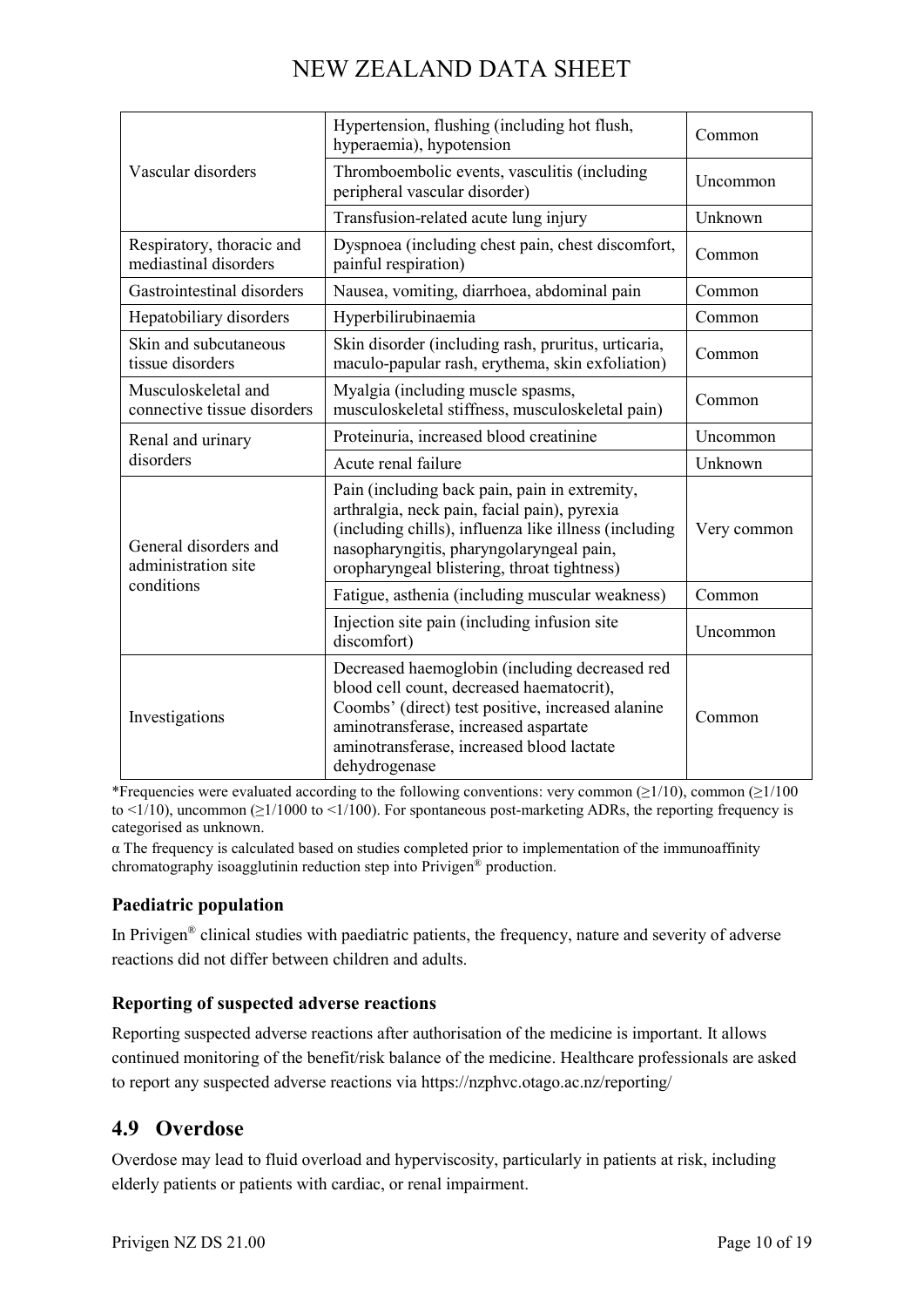| | | |
|---|---|---|
| Vascular disorders | Hypertension, flushing (including hot flush, hyperaemia), hypotension | Common |
| | Thromboembolic events, vasculitis (including peripheral vascular disorder) | Uncommon |
| | Transfusion-related acute lung injury | Unknown |
| Respiratory, thoracic and mediastinal disorders | Dyspnoea (including chest pain, chest discomfort, painful respiration) | Common |
| Gastrointestinal disorders | Nausea, vomiting, diarrhoea, abdominal pain | Common |
| Hepatobiliary disorders | Hyperbilirubinaemia | Common |
| Skin and subcutaneous tissue disorders | Skin disorder (including rash, pruritus, urticaria, maculo-papular rash, erythema, skin exfoliation) | Common |
| Musculoskeletal and connective tissue disorders | Myalgia (including muscle spasms, musculoskeletal stiffness, musculoskeletal pain) | Common |
| Renal and urinary disorders | Proteinuria, increased blood creatinine | Uncommon |
| | Acute renal failure | Unknown |
| General disorders and administration site conditions | Pain (including back pain, pain in extremity, arthralgia, neck pain, facial pain), pyrexia (including chills), influenza like illness (including nasopharyngitis, pharyngolaryngeal pain, oropharyngeal blistering, throat tightness) | Very common |
| | Fatigue, asthenia (including muscular weakness) | Common |
| | Injection site pain (including infusion site discomfort) | Uncommon |
| Investigations | Decreased haemoglobin (including decreased red blood cell count, decreased haematocrit), Coombs' (direct) test positive, increased alanine aminotransferase, increased aspartate aminotransferase, increased blood lactate dehydrogenase | Common |

*Frequencies were evaluated according to the following conventions: very common (≥1/10), common (≥1/100 to <1/10), uncommon (≥1/1000 to <1/100). For spontaneous post-marketing ADRs, the reporting frequency is categorised as unknown.

α The frequency is calculated based on studies completed prior to implementation of the immunoaffinity chromatography isoagglutinin reduction step into Privigen® production.

### Paediatric population

In Privigen® clinical studies with paediatric patients, the frequency, nature and severity of adverse reactions did not differ between children and adults.

### Reporting of suspected adverse reactions

Reporting suspected adverse reactions after authorisation of the medicine is important. It allows continued monitoring of the benefit/risk balance of the medicine. Healthcare professionals are asked to report any suspected adverse reactions via https://nzphvc.otago.ac.nz/reporting/

## 4.9 Overdose

Overdose may lead to fluid overload and hyperviscosity, particularly in patients at risk, including elderly patients or patients with cardiac, or renal impairment.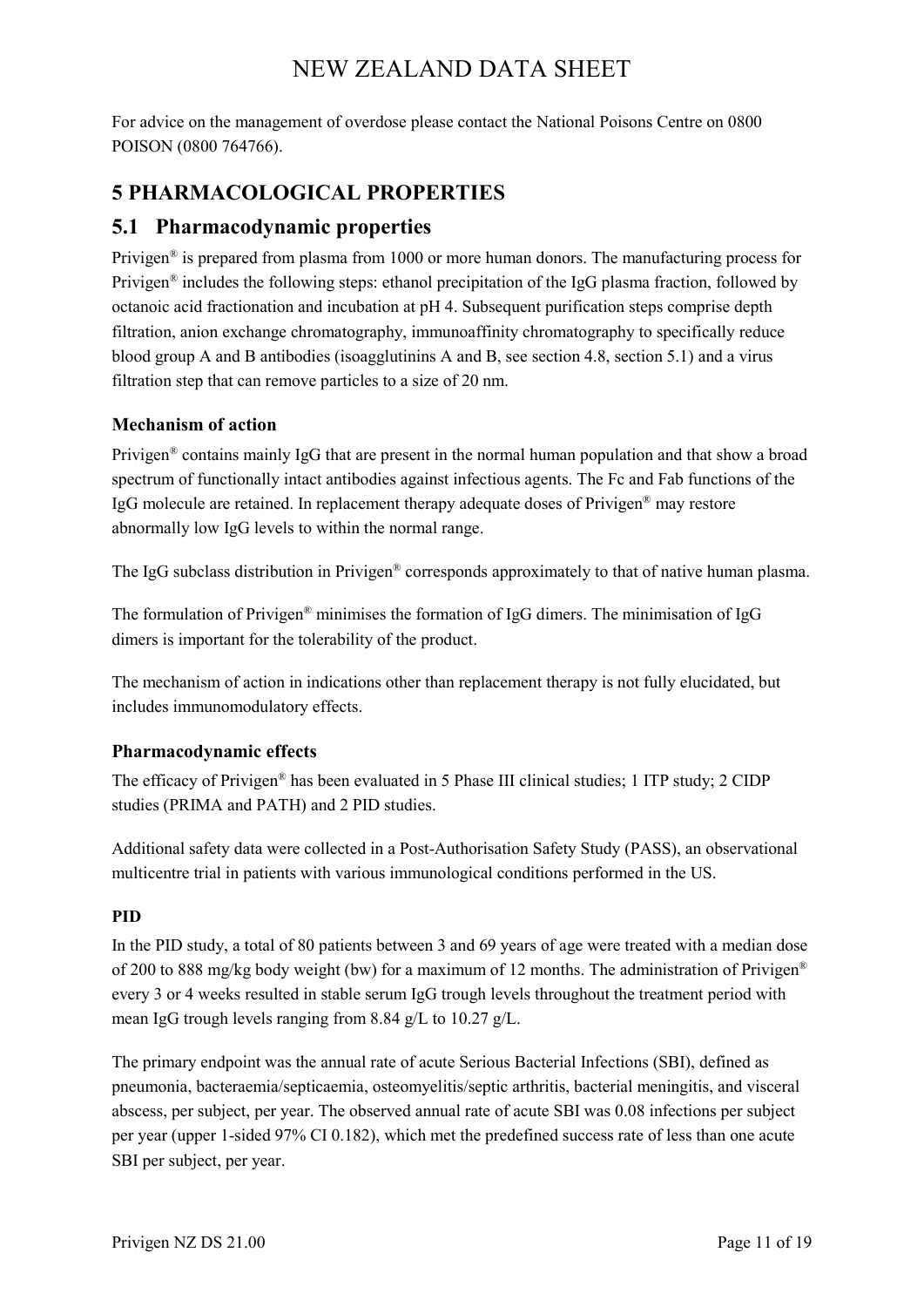For advice on the management of overdose please contact the National Poisons Centre on 0800 POISON (0800 764766).

# 5 PHARMACOLOGICAL PROPERTIES

## 5.1 Pharmacodynamic properties

Privigen® is prepared from plasma from 1000 or more human donors. The manufacturing process for Privigen® includes the following steps: ethanol precipitation of the IgG plasma fraction, followed by octanoic acid fractionation and incubation at pH 4. Subsequent purification steps comprise depth filtration, anion exchange chromatography, immunoaffinity chromatography to specifically reduce blood group A and B antibodies (isoagglutinins A and B, see section 4.8, section 5.1) and a virus filtration step that can remove particles to a size of 20 nm.

### Mechanism of action

Privigen® contains mainly IgG that are present in the normal human population and that show a broad spectrum of functionally intact antibodies against infectious agents. The Fc and Fab functions of the IgG molecule are retained. In replacement therapy adequate doses of Privigen® may restore abnormally low IgG levels to within the normal range.

The IgG subclass distribution in Privigen® corresponds approximately to that of native human plasma.

The formulation of Privigen® minimises the formation of IgG dimers. The minimisation of IgG dimers is important for the tolerability of the product.

The mechanism of action in indications other than replacement therapy is not fully elucidated, but includes immunomodulatory effects.

### Pharmacodynamic effects

The efficacy of Privigen® has been evaluated in 5 Phase III clinical studies; 1 ITP study; 2 CIDP studies (PRIMA and PATH) and 2 PID studies.

Additional safety data were collected in a Post-Authorisation Safety Study (PASS), an observational multicentre trial in patients with various immunological conditions performed in the US.

#### PID

In the PID study, a total of 80 patients between 3 and 69 years of age were treated with a median dose of 200 to 888 mg/kg body weight (bw) for a maximum of 12 months. The administration of Privigen® every 3 or 4 weeks resulted in stable serum IgG trough levels throughout the treatment period with mean IgG trough levels ranging from 8.84 g/L to 10.27 g/L.

The primary endpoint was the annual rate of acute Serious Bacterial Infections (SBI), defined as pneumonia, bacteraemia/septicaemia, osteomyelitis/septic arthritis, bacterial meningitis, and visceral abscess, per subject, per year. The observed annual rate of acute SBI was 0.08 infections per subject per year (upper 1-sided 97% CI 0.182), which met the predefined success rate of less than one acute SBI per subject, per year.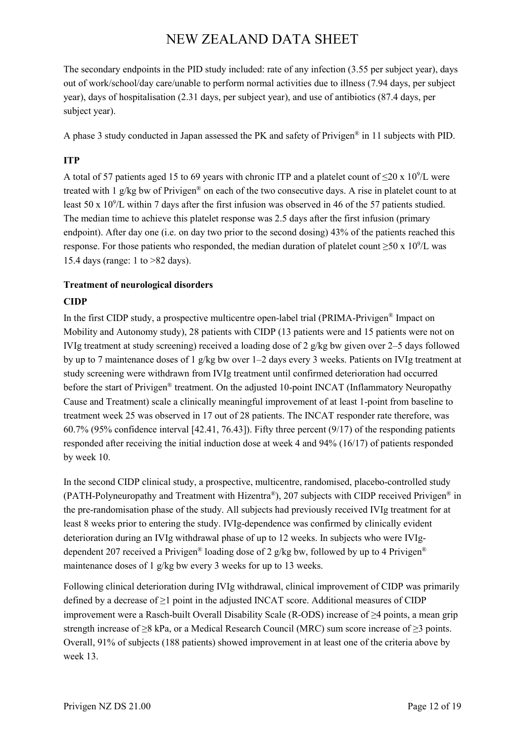The secondary endpoints in the PID study included: rate of any infection (3.55 per subject year), days out of work/school/day care/unable to perform normal activities due to illness (7.94 days, per subject year), days of hospitalisation (2.31 days, per subject year), and use of antibiotics (87.4 days, per subject year).

A phase 3 study conducted in Japan assessed the PK and safety of Privigen® in 11 subjects with PID.

**ITP**

A total of 57 patients aged 15 to 69 years with chronic ITP and a platelet count of ≤20 x $10^9$/L were treated with 1 g/kg bw of Privigen® on each of the two consecutive days. A rise in platelet count to at least 50 x $10^9$/L within 7 days after the first infusion was observed in 46 of the 57 patients studied. The median time to achieve this platelet response was 2.5 days after the first infusion (primary endpoint). After day one (i.e. on day two prior to the second dosing) 43% of the patients reached this response. For those patients who responded, the median duration of platelet count ≥50 x $10^9$/L was 15.4 days (range: 1 to >82 days).

**Treatment of neurological disorders**

**CIDP**

In the first CIDP study, a prospective multicentre open-label trial (PRIMA-Privigen® Impact on Mobility and Autonomy study), 28 patients with CIDP (13 patients were and 15 patients were not on IVIg treatment at study screening) received a loading dose of 2 g/kg bw given over 2–5 days followed by up to 7 maintenance doses of 1 g/kg bw over 1–2 days every 3 weeks. Patients on IVIg treatment at study screening were withdrawn from IVIg treatment until confirmed deterioration had occurred before the start of Privigen® treatment. On the adjusted 10-point INCAT (Inflammatory Neuropathy Cause and Treatment) scale a clinically meaningful improvement of at least 1-point from baseline to treatment week 25 was observed in 17 out of 28 patients. The INCAT responder rate therefore, was 60.7% (95% confidence interval [42.41, 76.43]). Fifty three percent (9/17) of the responding patients responded after receiving the initial induction dose at week 4 and 94% (16/17) of patients responded by week 10.

In the second CIDP clinical study, a prospective, multicentre, randomised, placebo-controlled study (PATH-Polyneuropathy and Treatment with Hizentra®), 207 subjects with CIDP received Privigen® in the pre-randomisation phase of the study. All subjects had previously received IVIg treatment for at least 8 weeks prior to entering the study. IVIg-dependence was confirmed by clinically evident deterioration during an IVIg withdrawal phase of up to 12 weeks. In subjects who were IVIg-dependent 207 received a Privigen® loading dose of 2 g/kg bw, followed by up to 4 Privigen® maintenance doses of 1 g/kg bw every 3 weeks for up to 13 weeks.

Following clinical deterioration during IVIg withdrawal, clinical improvement of CIDP was primarily defined by a decrease of ≥1 point in the adjusted INCAT score. Additional measures of CIDP improvement were a Rasch-built Overall Disability Scale (R-ODS) increase of ≥4 points, a mean grip strength increase of ≥8 kPa, or a Medical Research Council (MRC) sum score increase of ≥3 points. Overall, 91% of subjects (188 patients) showed improvement in at least one of the criteria above by week 13.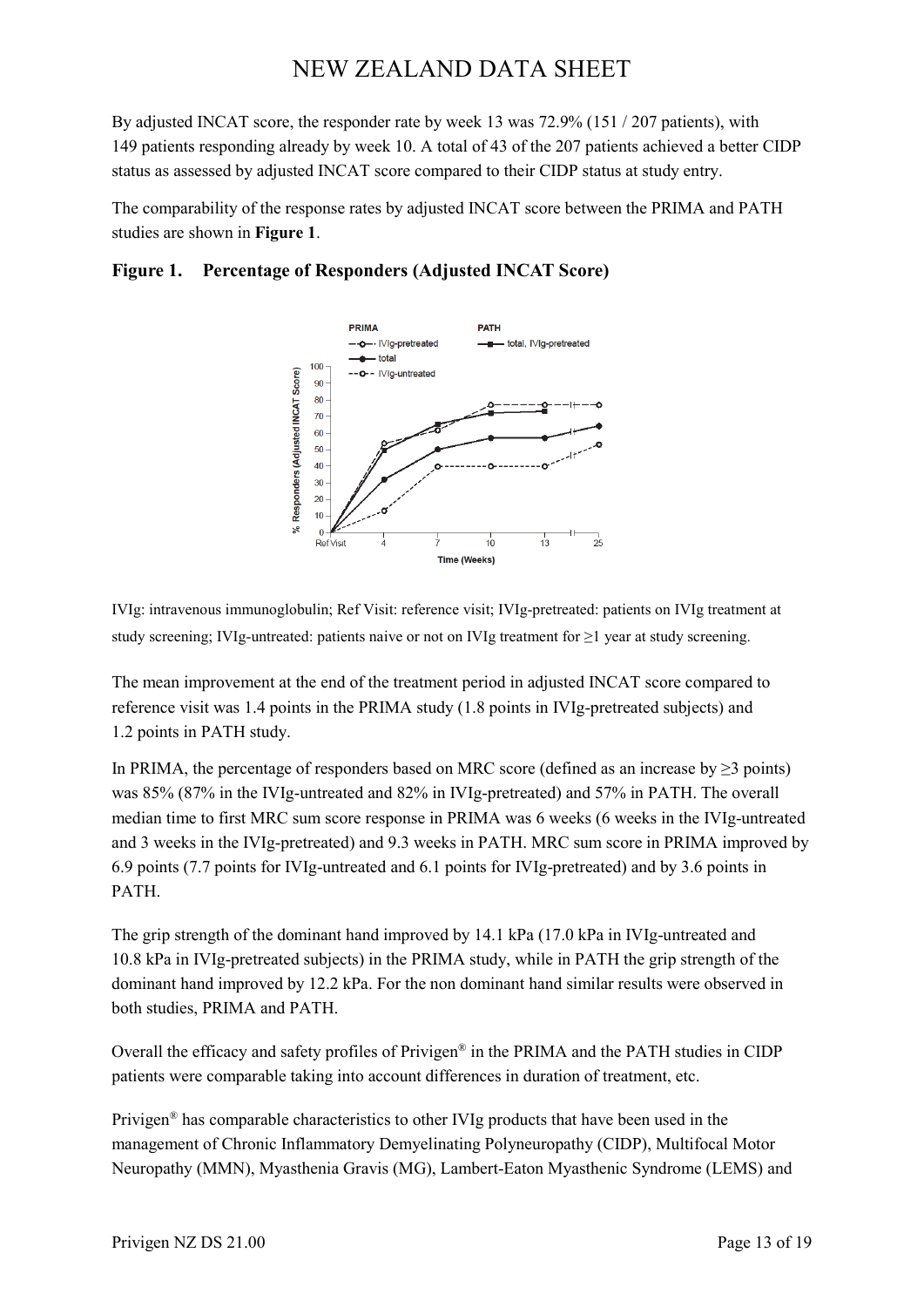By adjusted INCAT score, the responder rate by week 13 was 72.9% (151 / 207 patients), with 149 patients responding already by week 10. A total of 43 of the 207 patients achieved a better CIDP status as assessed by adjusted INCAT score compared to their CIDP status at study entry.

The comparability of the response rates by adjusted INCAT score between the PRIMA and PATH studies are shown in **Figure 1**.

### Figure 1. Percentage of Responders (Adjusted INCAT Score)

IVIg: intravenous immunoglobulin; Ref Visit: reference visit; IVIg-pretreated: patients on IVIg treatment at study screening; IVIg-untreated: patients naive or not on IVIg treatment for ≥1 year at study screening.

The mean improvement at the end of the treatment period in adjusted INCAT score compared to reference visit was 1.4 points in the PRIMA study (1.8 points in IVIg-pretreated subjects) and 1.2 points in PATH study.

In PRIMA, the percentage of responders based on MRC score (defined as an increase by ≥3 points) was 85% (87% in the IVIg-untreated and 82% in IVIg-pretreated) and 57% in PATH. The overall median time to first MRC sum score response in PRIMA was 6 weeks (6 weeks in the IVIg-untreated and 3 weeks in the IVIg-pretreated) and 9.3 weeks in PATH. MRC sum score in PRIMA improved by 6.9 points (7.7 points for IVIg-untreated and 6.1 points for IVIg-pretreated) and by 3.6 points in PATH.

The grip strength of the dominant hand improved by 14.1 kPa (17.0 kPa in IVIg-untreated and 10.8 kPa in IVIg-pretreated subjects) in the PRIMA study, while in PATH the grip strength of the dominant hand improved by 12.2 kPa. For the non dominant hand similar results were observed in both studies, PRIMA and PATH.

Overall the efficacy and safety profiles of Privigen® in the PRIMA and the PATH studies in CIDP patients were comparable taking into account differences in duration of treatment, etc.

Privigen® has comparable characteristics to other IVIg products that have been used in the management of Chronic Inflammatory Demyelinating Polyneuropathy (CIDP), Multifocal Motor Neuropathy (MMN), Myasthenia Gravis (MG), Lambert-Eaton Myasthenic Syndrome (LEMS) and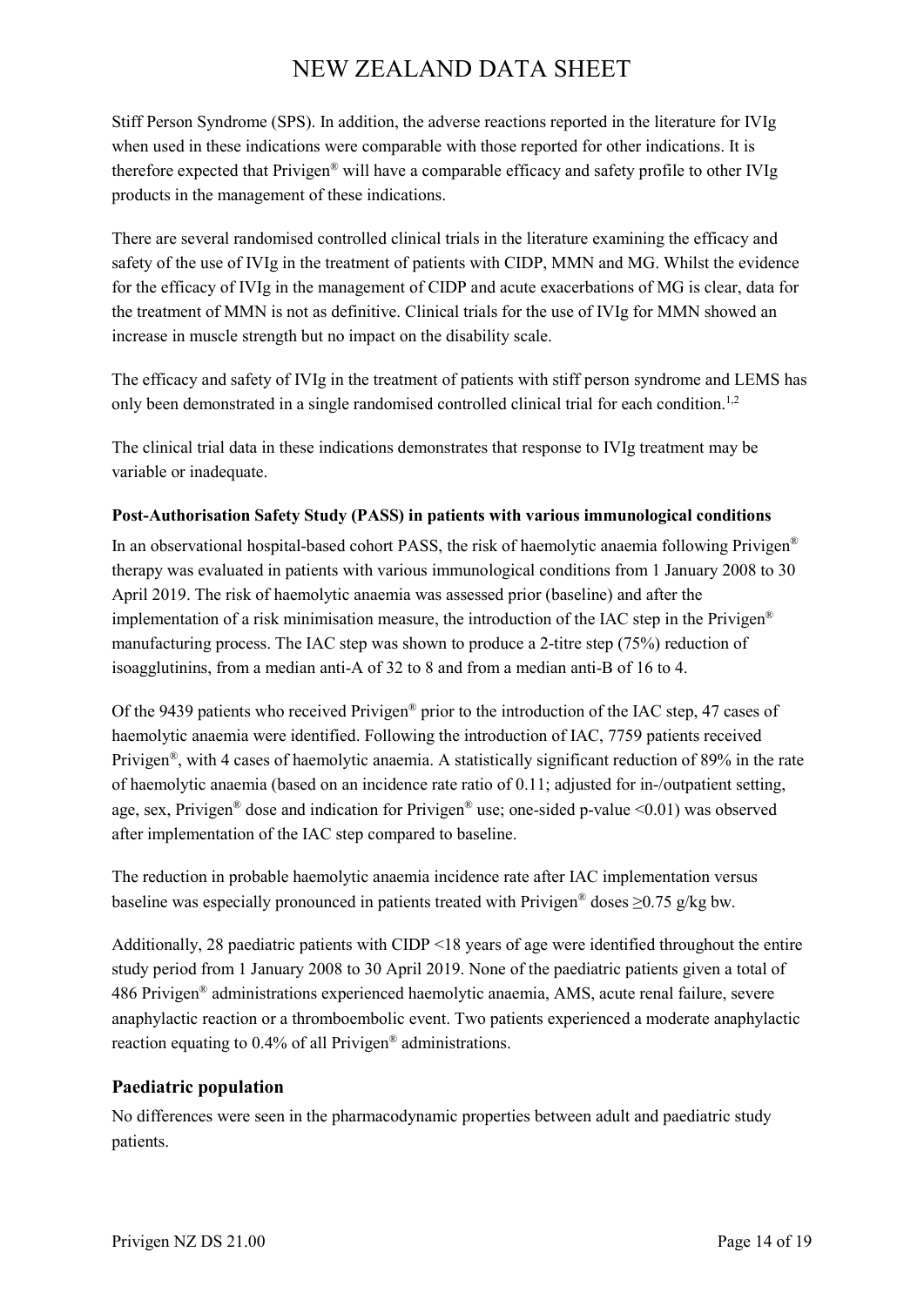Stiff Person Syndrome (SPS). In addition, the adverse reactions reported in the literature for IVIg when used in these indications were comparable with those reported for other indications. It is therefore expected that Privigen® will have a comparable efficacy and safety profile to other IVIg products in the management of these indications.

There are several randomised controlled clinical trials in the literature examining the efficacy and safety of the use of IVIg in the treatment of patients with CIDP, MMN and MG. Whilst the evidence for the efficacy of IVIg in the management of CIDP and acute exacerbations of MG is clear, data for the treatment of MMN is not as definitive. Clinical trials for the use of IVIg for MMN showed an increase in muscle strength but no impact on the disability scale.

The efficacy and safety of IVIg in the treatment of patients with stiff person syndrome and LEMS has only been demonstrated in a single randomised controlled clinical trial for each condition.[1,2]

The clinical trial data in these indications demonstrates that response to IVIg treatment may be variable or inadequate.

**Post-Authorisation Safety Study (PASS) in patients with various immunological conditions**

In an observational hospital-based cohort PASS, the risk of haemolytic anaemia following Privigen® therapy was evaluated in patients with various immunological conditions from 1 January 2008 to 30 April 2019. The risk of haemolytic anaemia was assessed prior (baseline) and after the implementation of a risk minimisation measure, the introduction of the IAC step in the Privigen® manufacturing process. The IAC step was shown to produce a 2-titre step (75%) reduction of isoagglutinins, from a median anti-A of 32 to 8 and from a median anti-B of 16 to 4.

Of the 9439 patients who received Privigen® prior to the introduction of the IAC step, 47 cases of haemolytic anaemia were identified. Following the introduction of IAC, 7759 patients received Privigen®, with 4 cases of haemolytic anaemia. A statistically significant reduction of 89% in the rate of haemolytic anaemia (based on an incidence rate ratio of 0.11; adjusted for in-/outpatient setting, age, sex, Privigen® dose and indication for Privigen® use; one-sided p-value <0.01) was observed after implementation of the IAC step compared to baseline.

The reduction in probable haemolytic anaemia incidence rate after IAC implementation versus baseline was especially pronounced in patients treated with Privigen® doses ≥0.75 g/kg bw.

Additionally, 28 paediatric patients with CIDP <18 years of age were identified throughout the entire study period from 1 January 2008 to 30 April 2019. None of the paediatric patients given a total of 486 Privigen® administrations experienced haemolytic anaemia, AMS, acute renal failure, severe anaphylactic reaction or a thromboembolic event. Two patients experienced a moderate anaphylactic reaction equating to 0.4% of all Privigen® administrations.

## Paediatric population

No differences were seen in the pharmacodynamic properties between adult and paediatric study patients.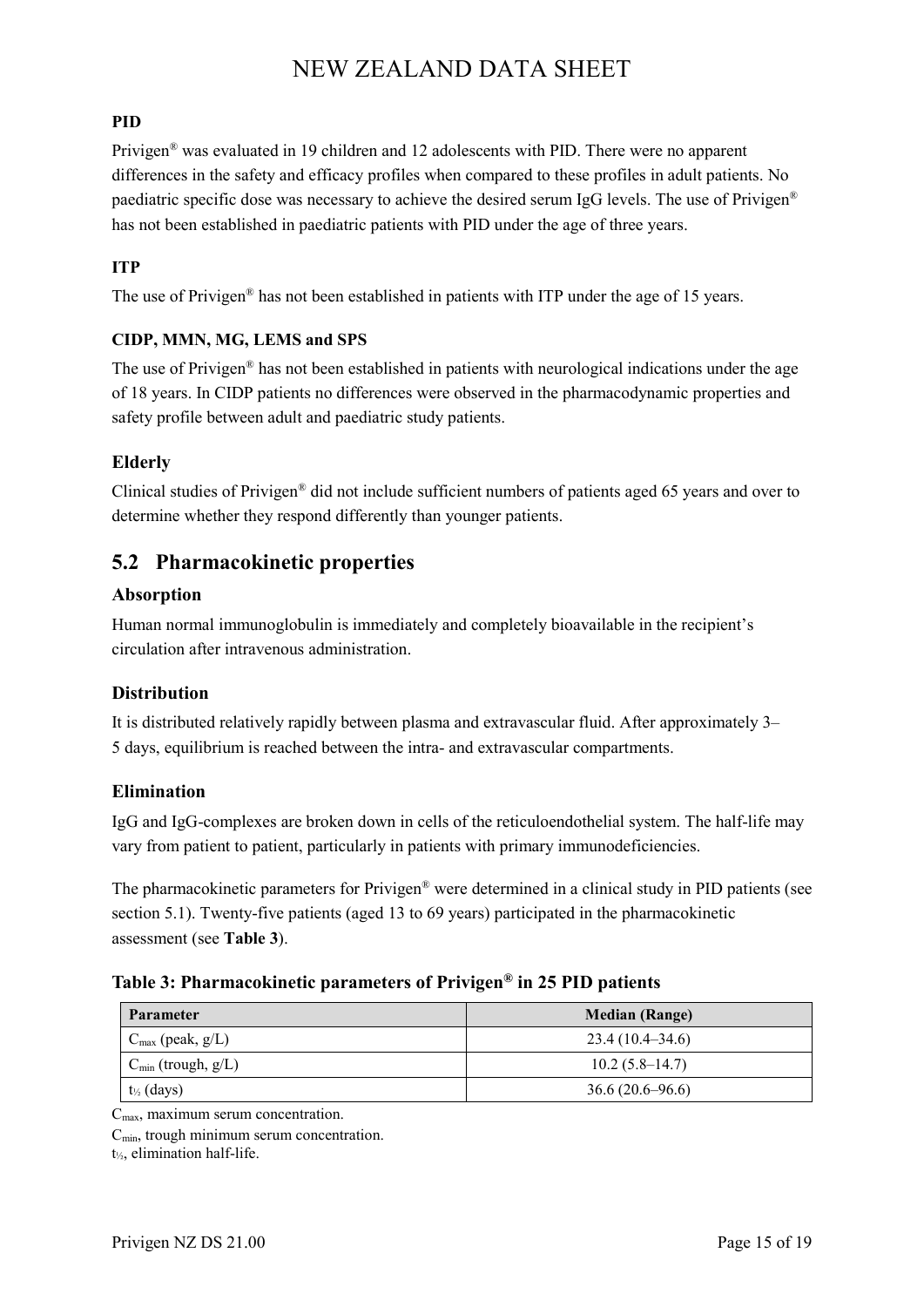### PID

Privigen® was evaluated in 19 children and 12 adolescents with PID. There were no apparent differences in the safety and efficacy profiles when compared to these profiles in adult patients. No paediatric specific dose was necessary to achieve the desired serum IgG levels. The use of Privigen® has not been established in paediatric patients with PID under the age of three years.

### ITP

The use of Privigen® has not been established in patients with ITP under the age of 15 years.

### CIDP, MMN, MG, LEMS and SPS

The use of Privigen® has not been established in patients with neurological indications under the age of 18 years. In CIDP patients no differences were observed in the pharmacodynamic properties and safety profile between adult and paediatric study patients.

### Elderly

Clinical studies of Privigen® did not include sufficient numbers of patients aged 65 years and over to determine whether they respond differently than younger patients.

## 5.2 Pharmacokinetic properties

### Absorption

Human normal immunoglobulin is immediately and completely bioavailable in the recipient's circulation after intravenous administration.

### Distribution

It is distributed relatively rapidly between plasma and extravascular fluid. After approximately 3–5 days, equilibrium is reached between the intra- and extravascular compartments.

### Elimination

IgG and IgG-complexes are broken down in cells of the reticuloendothelial system. The half-life may vary from patient to patient, particularly in patients with primary immunodeficiencies.

The pharmacokinetic parameters for Privigen® were determined in a clinical study in PID patients (see section 5.1). Twenty-five patients (aged 13 to 69 years) participated in the pharmacokinetic assessment (see **Table 3**).

**Table 3: Pharmacokinetic parameters of Privigen® in 25 PID patients**

| Parameter | Median (Range) |
|---|---|
| $C_{max}$ (peak, g/L) | 23.4 (10.4–34.6) |
| $C_{min}$ (trough, g/L) | 10.2 (5.8–14.7) |
| $t_{½}$ (days) | 36.6 (20.6–96.6) |

$C_{max}$, maximum serum concentration.

$C_{min}$, trough minimum serum concentration.

$t_{½}$, elimination half-life.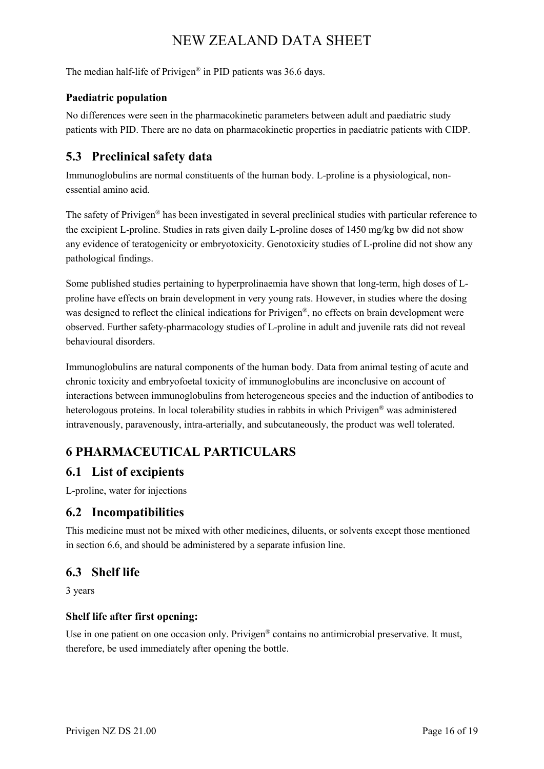The median half-life of Privigen® in PID patients was 36.6 days.

### Paediatric population

No differences were seen in the pharmacokinetic parameters between adult and paediatric study patients with PID. There are no data on pharmacokinetic properties in paediatric patients with CIDP.

## 5.3 Preclinical safety data

Immunoglobulins are normal constituents of the human body. L-proline is a physiological, non-essential amino acid.

The safety of Privigen® has been investigated in several preclinical studies with particular reference to the excipient L-proline. Studies in rats given daily L-proline doses of 1450 mg/kg bw did not show any evidence of teratogenicity or embryotoxicity. Genotoxicity studies of L-proline did not show any pathological findings.

Some published studies pertaining to hyperprolinaemia have shown that long-term, high doses of L-proline have effects on brain development in very young rats. However, in studies where the dosing was designed to reflect the clinical indications for Privigen®, no effects on brain development were observed. Further safety-pharmacology studies of L-proline in adult and juvenile rats did not reveal behavioural disorders.

Immunoglobulins are natural components of the human body. Data from animal testing of acute and chronic toxicity and embryofoetal toxicity of immunoglobulins are inconclusive on account of interactions between immunoglobulins from heterogeneous species and the induction of antibodies to heterologous proteins. In local tolerability studies in rabbits in which Privigen® was administered intravenously, paravenously, intra-arterially, and subcutaneously, the product was well tolerated.

# 6 PHARMACEUTICAL PARTICULARS

## 6.1 List of excipients

L-proline, water for injections

## 6.2 Incompatibilities

This medicine must not be mixed with other medicines, diluents, or solvents except those mentioned in section 6.6, and should be administered by a separate infusion line.

## 6.3 Shelf life

3 years

### Shelf life after first opening:

Use in one patient on one occasion only. Privigen® contains no antimicrobial preservative. It must, therefore, be used immediately after opening the bottle.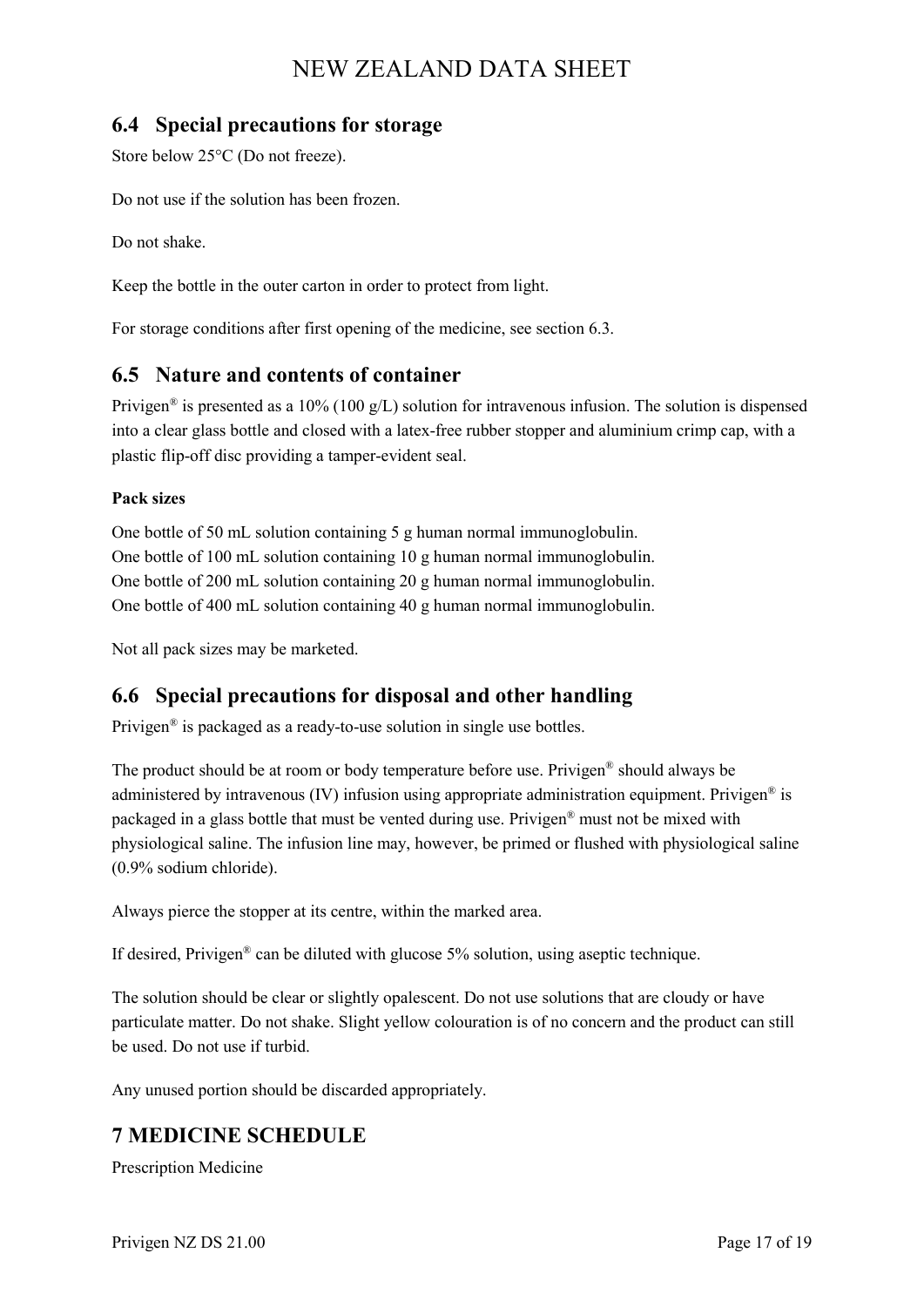## 6.4 Special precautions for storage

Store below 25°C (Do not freeze).

Do not use if the solution has been frozen.

Do not shake.

Keep the bottle in the outer carton in order to protect from light.

For storage conditions after first opening of the medicine, see section 6.3.

## 6.5 Nature and contents of container

Privigen® is presented as a 10% (100 g/L) solution for intravenous infusion. The solution is dispensed into a clear glass bottle and closed with a latex-free rubber stopper and aluminium crimp cap, with a plastic flip-off disc providing a tamper-evident seal.

**Pack sizes**

One bottle of 50 mL solution containing 5 g human normal immunoglobulin.
One bottle of 100 mL solution containing 10 g human normal immunoglobulin.
One bottle of 200 mL solution containing 20 g human normal immunoglobulin.
One bottle of 400 mL solution containing 40 g human normal immunoglobulin.

Not all pack sizes may be marketed.

## 6.6 Special precautions for disposal and other handling

Privigen® is packaged as a ready-to-use solution in single use bottles.

The product should be at room or body temperature before use. Privigen® should always be administered by intravenous (IV) infusion using appropriate administration equipment. Privigen® is packaged in a glass bottle that must be vented during use. Privigen® must not be mixed with physiological saline. The infusion line may, however, be primed or flushed with physiological saline (0.9% sodium chloride).

Always pierce the stopper at its centre, within the marked area.

If desired, Privigen® can be diluted with glucose 5% solution, using aseptic technique.

The solution should be clear or slightly opalescent. Do not use solutions that are cloudy or have particulate matter. Do not shake. Slight yellow colouration is of no concern and the product can still be used. Do not use if turbid.

Any unused portion should be discarded appropriately.

# 7 MEDICINE SCHEDULE

Prescription Medicine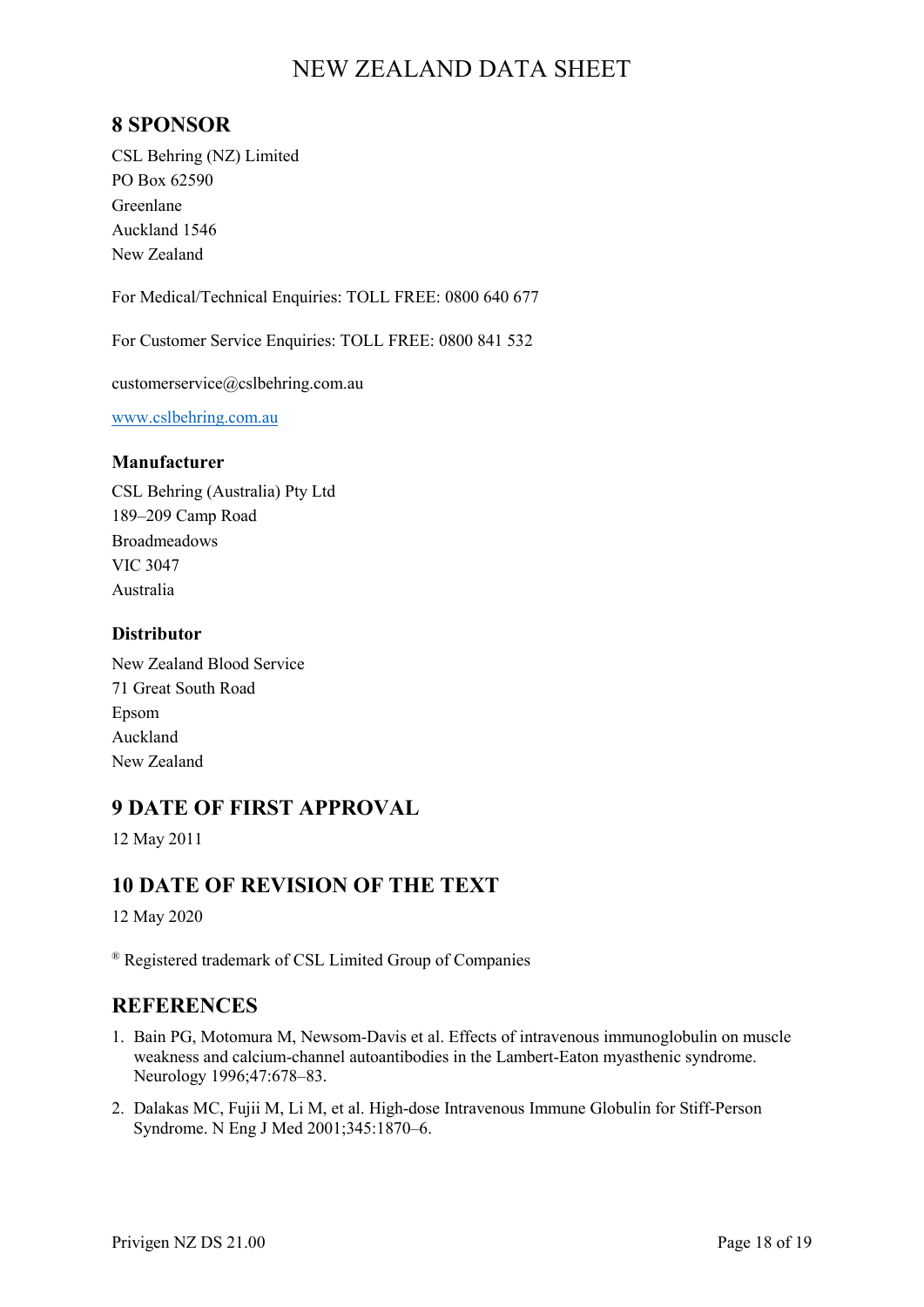## 8 SPONSOR

CSL Behring (NZ) Limited
PO Box 62590
Greenlane
Auckland 1546
New Zealand

For Medical/Technical Enquiries: TOLL FREE: 0800 640 677

For Customer Service Enquiries: TOLL FREE: 0800 841 532

customerservice@cslbehring.com.au

www.cslbehring.com.au

### Manufacturer

CSL Behring (Australia) Pty Ltd
189–209 Camp Road
Broadmeadows
VIC 3047
Australia

### Distributor

New Zealand Blood Service
71 Great South Road
Epsom
Auckland
New Zealand

## 9 DATE OF FIRST APPROVAL

12 May 2011

## 10 DATE OF REVISION OF THE TEXT

12 May 2020

® Registered trademark of CSL Limited Group of Companies

## REFERENCES

1. Bain PG, Motomura M, Newsom-Davis et al. Effects of intravenous immunoglobulin on muscle weakness and calcium-channel autoantibodies in the Lambert-Eaton myasthenic syndrome. Neurology 1996;47:678–83.
2. Dalakas MC, Fujii M, Li M, et al. High-dose Intravenous Immune Globulin for Stiff-Person Syndrome. N Eng J Med 2001;345:1870–6.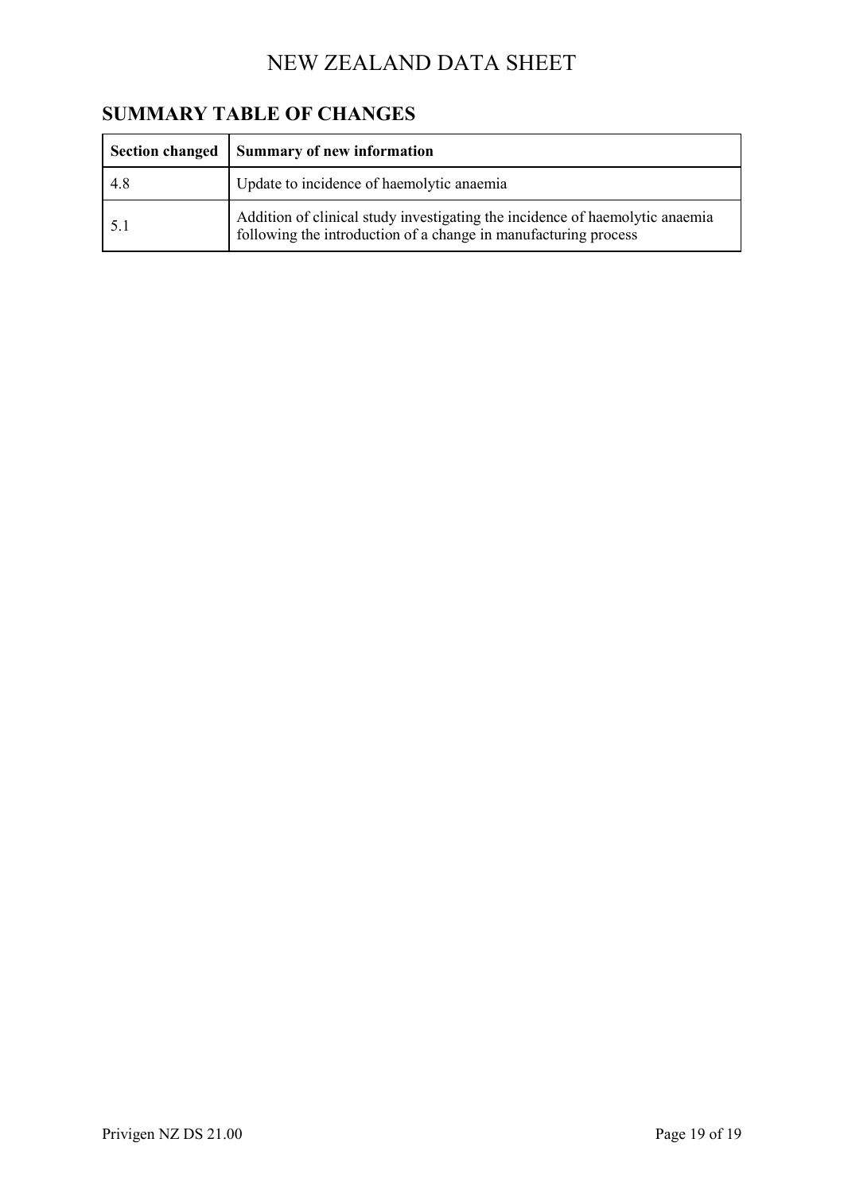## SUMMARY TABLE OF CHANGES

| Section changed | Summary of new information |
| --- | --- |
| 4.8 | Update to incidence of haemolytic anaemia |
| 5.1 | Addition of clinical study investigating the incidence of haemolytic anaemia following the introduction of a change in manufacturing process |